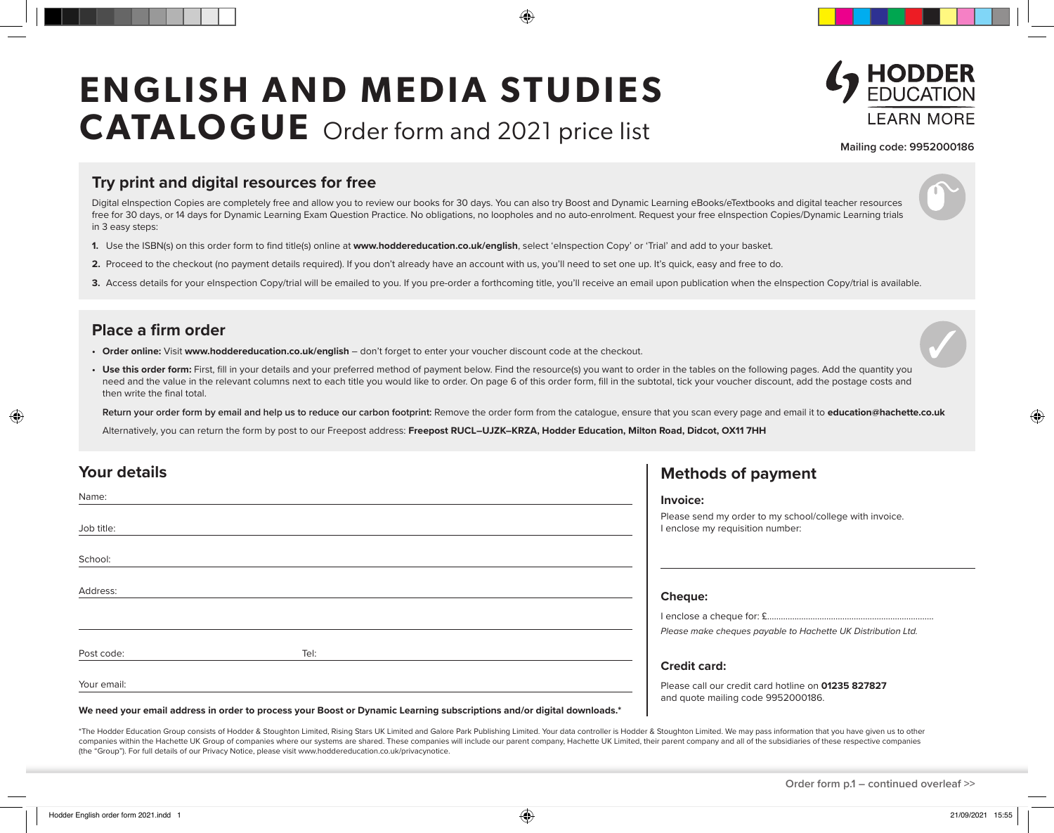# ENGLISH AND MEDIA STUDIES CATALOGUE Order form and 2021 price list

HODDER EDUCATION
LEARN MORE

Mailing code: 9952000186

## Try print and digital resources for free

Digital eInspection Copies are completely free and allow you to review our books for 30 days. You can also try Boost and Dynamic Learning eBooks/eTextbooks and digital teacher resources free for 30 days, or 14 days for Dynamic Learning Exam Question Practice. No obligations, no loopholes and no auto-enrolment. Request your free eInspection Copies/Dynamic Learning trials in 3 easy steps:

1. Use the ISBN(s) on this order form to find title(s) online at **www.hoddereducation.co.uk/english**, select 'eInspection Copy' or 'Trial' and add to your basket.
2. Proceed to the checkout (no payment details required). If you don't already have an account with us, you'll need to set one up. It's quick, easy and free to do.
3. Access details for your eInspection Copy/trial will be emailed to you. If you pre-order a forthcoming title, you'll receive an email upon publication when the eInspection Copy/trial is available.

## Place a firm order

- **Order online:** Visit **www.hoddereducation.co.uk/english** – don't forget to enter your voucher discount code at the checkout.
- **Use this order form:** First, fill in your details and your preferred method of payment below. Find the resource(s) you want to order in the tables on the following pages. Add the quantity you need and the value in the relevant columns next to each title you would like to order. On page 6 of this order form, fill in the subtotal, tick your voucher discount, add the postage costs and then write the final total.

  **Return your order form by email and help us to reduce our carbon footprint:** Remove the order form from the catalogue, ensure that you scan every page and email it to **education@hachette.co.uk**

  Alternatively, you can return the form by post to our Freepost address: **Freepost RUCL–UJZK–KRZA, Hodder Education, Milton Road, Didcot, OX11 7HH**

## Your details

Name:

Job title:

School:

Address:

Post code: Tel:

Your email:

**We need your email address in order to process your Boost or Dynamic Learning subscriptions and/or digital downloads.***

## Methods of payment

### Invoice:

Please send my order to my school/college with invoice.
I enclose my requisition number:

### Cheque:

I enclose a cheque for: £..........................................................................

*Please make cheques payable to Hachette UK Distribution Ltd.*

### Credit card:

Please call our credit card hotline on **01235 827827** and quote mailing code 9952000186.

*The Hodder Education Group consists of Hodder & Stoughton Limited, Rising Stars UK Limited and Galore Park Publishing Limited. Your data controller is Hodder & Stoughton Limited. We may pass information that you have given us to other companies within the Hachette UK Group of companies where our systems are shared. These companies will include our parent company, Hachette UK Limited, their parent company and all of the subsidiaries of these respective companies (the "Group"). For full details of our Privacy Notice, please visit www.hoddereducation.co.uk/privacynotice.

Order form p.1 – continued overleaf >>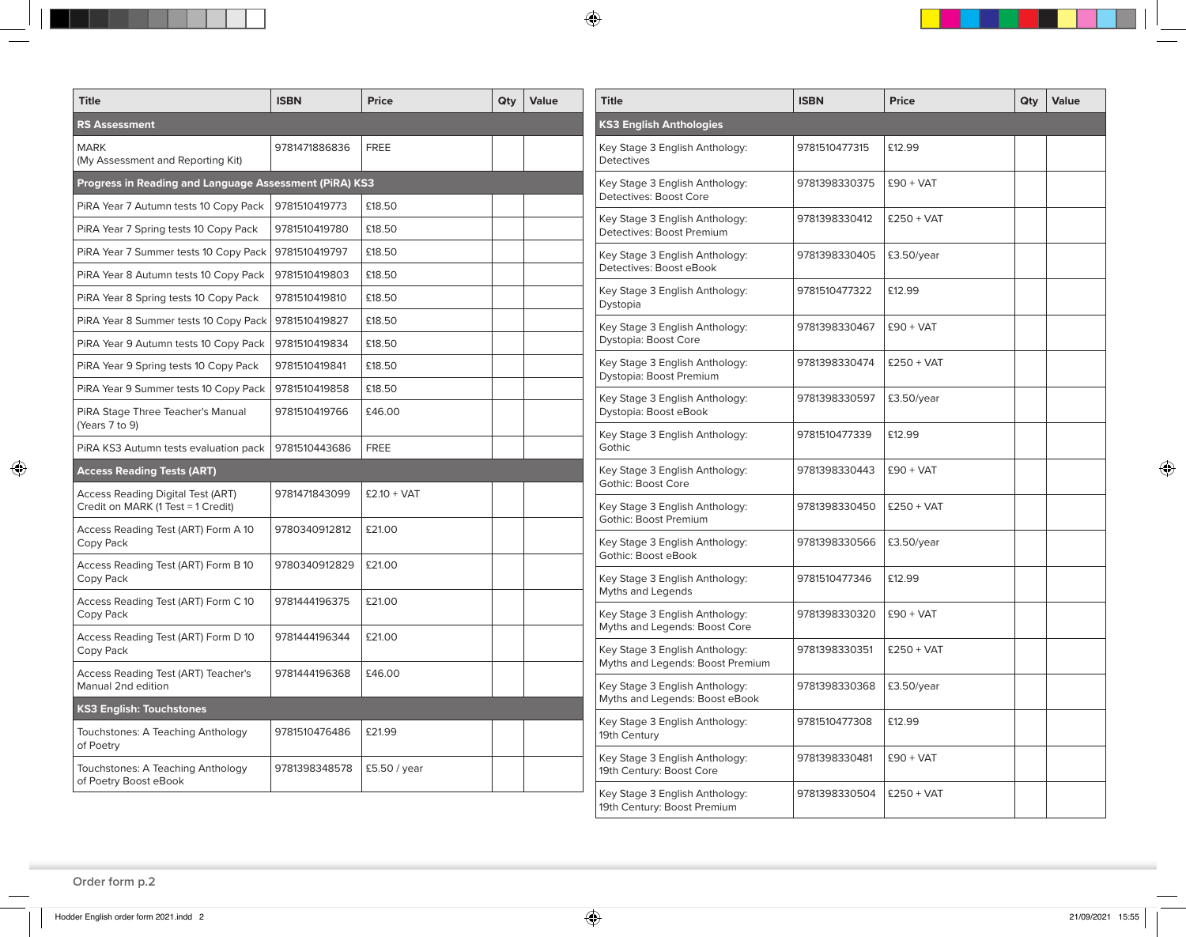| Title | ISBN | Price | Qty | Value |
|---|---|---|---|---|
| **RS Assessment** | | | | |
| MARK (My Assessment and Reporting Kit) | 9781471886836 | FREE | | |
| **Progress in Reading and Language Assessment (PiRA) KS3** | | | | |
| PiRA Year 7 Autumn tests 10 Copy Pack | 9781510419773 | £18.50 | | |
| PiRA Year 7 Spring tests 10 Copy Pack | 9781510419780 | £18.50 | | |
| PiRA Year 7 Summer tests 10 Copy Pack | 9781510419797 | £18.50 | | |
| PiRA Year 8 Autumn tests 10 Copy Pack | 9781510419803 | £18.50 | | |
| PiRA Year 8 Spring tests 10 Copy Pack | 9781510419810 | £18.50 | | |
| PiRA Year 8 Summer tests 10 Copy Pack | 9781510419827 | £18.50 | | |
| PiRA Year 9 Autumn tests 10 Copy Pack | 9781510419834 | £18.50 | | |
| PiRA Year 9 Spring tests 10 Copy Pack | 9781510419841 | £18.50 | | |
| PiRA Year 9 Summer tests 10 Copy Pack | 9781510419858 | £18.50 | | |
| PiRA Stage Three Teacher's Manual (Years 7 to 9) | 9781510419766 | £46.00 | | |
| PiRA KS3 Autumn tests evaluation pack | 9781510443686 | FREE | | |
| **Access Reading Tests (ART)** | | | | |
| Access Reading Digital Test (ART) Credit on MARK (1 Test = 1 Credit) | 9781471843099 | £2.10 + VAT | | |
| Access Reading Test (ART) Form A 10 Copy Pack | 9780340912812 | £21.00 | | |
| Access Reading Test (ART) Form B 10 Copy Pack | 9780340912829 | £21.00 | | |
| Access Reading Test (ART) Form C 10 Copy Pack | 9781444196375 | £21.00 | | |
| Access Reading Test (ART) Form D 10 Copy Pack | 9781444196344 | £21.00 | | |
| Access Reading Test (ART) Teacher's Manual 2nd edition | 9781444196368 | £46.00 | | |
| **KS3 English: Touchstones** | | | | |
| Touchstones: A Teaching Anthology of Poetry | 9781510476486 | £21.99 | | |
| Touchstones: A Teaching Anthology of Poetry Boost eBook | 9781398348578 | £5.50 / year | | |

| Title | ISBN | Price | Qty | Value |
|---|---|---|---|---|
| **KS3 English Anthologies** | | | | |
| Key Stage 3 English Anthology: Detectives | 9781510477315 | £12.99 | | |
| Key Stage 3 English Anthology: Detectives: Boost Core | 9781398330375 | £90 + VAT | | |
| Key Stage 3 English Anthology: Detectives: Boost Premium | 9781398330412 | £250 + VAT | | |
| Key Stage 3 English Anthology: Detectives: Boost eBook | 9781398330405 | £3.50/year | | |
| Key Stage 3 English Anthology: Dystopia | 9781510477322 | £12.99 | | |
| Key Stage 3 English Anthology: Dystopia: Boost Core | 9781398330467 | £90 + VAT | | |
| Key Stage 3 English Anthology: Dystopia: Boost Premium | 9781398330474 | £250 + VAT | | |
| Key Stage 3 English Anthology: Dystopia: Boost eBook | 9781398330597 | £3.50/year | | |
| Key Stage 3 English Anthology: Gothic | 9781510477339 | £12.99 | | |
| Key Stage 3 English Anthology: Gothic: Boost Core | 9781398330443 | £90 + VAT | | |
| Key Stage 3 English Anthology: Gothic: Boost Premium | 9781398330450 | £250 + VAT | | |
| Key Stage 3 English Anthology: Gothic: Boost eBook | 9781398330566 | £3.50/year | | |
| Key Stage 3 English Anthology: Myths and Legends | 9781510477346 | £12.99 | | |
| Key Stage 3 English Anthology: Myths and Legends: Boost Core | 9781398330320 | £90 + VAT | | |
| Key Stage 3 English Anthology: Myths and Legends: Boost Premium | 9781398330351 | £250 + VAT | | |
| Key Stage 3 English Anthology: Myths and Legends: Boost eBook | 9781398330368 | £3.50/year | | |
| Key Stage 3 English Anthology: 19th Century | 9781510477308 | £12.99 | | |
| Key Stage 3 English Anthology: 19th Century: Boost Core | 9781398330481 | £90 + VAT | | |
| Key Stage 3 English Anthology: 19th Century: Boost Premium | 9781398330504 | £250 + VAT | | |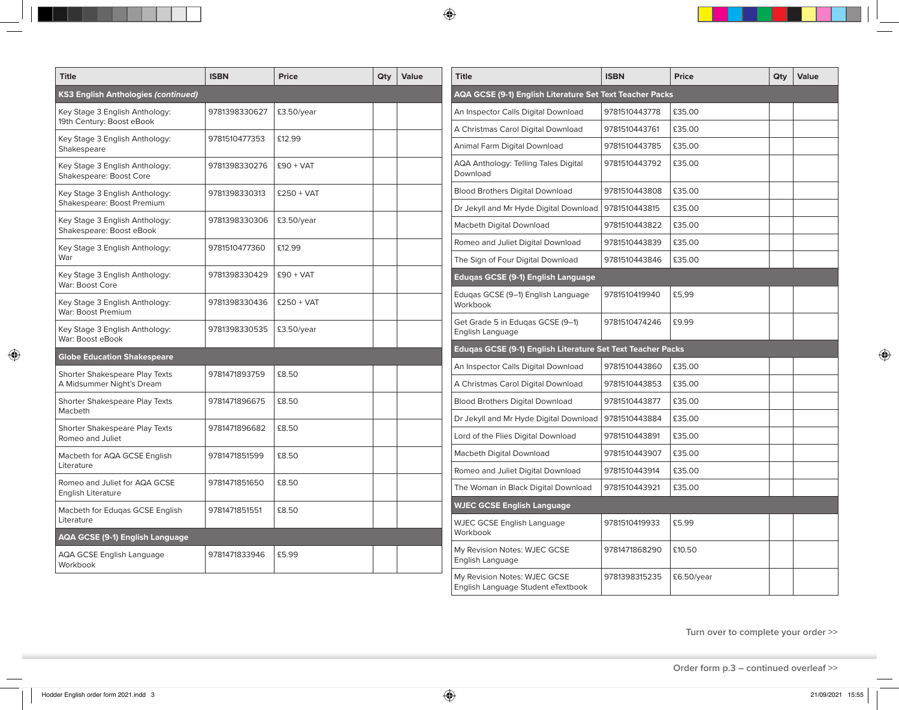| Title | ISBN | Price | Qty | Value |
|---|---|---|---|---|
| **KS3 English Anthologies *(continued)*** | | | | |
| Key Stage 3 English Anthology: 19th Century: Boost eBook | 9781398330627 | £3.50/year | | |
| Key Stage 3 English Anthology: Shakespeare | 9781510477353 | £12.99 | | |
| Key Stage 3 English Anthology: Shakespeare: Boost Core | 9781398330276 | £90 + VAT | | |
| Key Stage 3 English Anthology: Shakespeare: Boost Premium | 9781398330313 | £250 + VAT | | |
| Key Stage 3 English Anthology: Shakespeare: Boost eBook | 9781398330306 | £3.50/year | | |
| Key Stage 3 English Anthology: War | 9781510477360 | £12.99 | | |
| Key Stage 3 English Anthology: War: Boost Core | 9781398330429 | £90 + VAT | | |
| Key Stage 3 English Anthology: War: Boost Premium | 9781398330436 | £250 + VAT | | |
| Key Stage 3 English Anthology: War: Boost eBook | 9781398330535 | £3.50/year | | |
| **Globe Education Shakespeare** | | | | |
| Shorter Shakespeare Play Texts A Midsummer Night's Dream | 9781471893759 | £8.50 | | |
| Shorter Shakespeare Play Texts Macbeth | 9781471896675 | £8.50 | | |
| Shorter Shakespeare Play Texts Romeo and Juliet | 9781471896682 | £8.50 | | |
| Macbeth for AQA GCSE English Literature | 9781471851599 | £8.50 | | |
| Romeo and Juliet for AQA GCSE English Literature | 9781471851650 | £8.50 | | |
| Macbeth for Eduqas GCSE English Literature | 9781471851551 | £8.50 | | |
| **AQA GCSE (9-1) English Language** | | | | |
| AQA GCSE English Language Workbook | 9781471833946 | £5.99 | | |

| Title | ISBN | Price | Qty | Value |
|---|---|---|---|---|
| **AQA GCSE (9-1) English Literature Set Text Teacher Packs** | | | | |
| An Inspector Calls Digital Download | 9781510443778 | £35.00 | | |
| A Christmas Carol Digital Download | 9781510443761 | £35.00 | | |
| Animal Farm Digital Download | 9781510443785 | £35.00 | | |
| AQA Anthology: Telling Tales Digital Download | 9781510443792 | £35.00 | | |
| Blood Brothers Digital Download | 9781510443808 | £35.00 | | |
| Dr Jekyll and Mr Hyde Digital Download | 9781510443815 | £35.00 | | |
| Macbeth Digital Download | 9781510443822 | £35.00 | | |
| Romeo and Juliet Digital Download | 9781510443839 | £35.00 | | |
| The Sign of Four Digital Download | 9781510443846 | £35.00 | | |
| **Eduqas GCSE (9-1) English Language** | | | | |
| Eduqas GCSE (9–1) English Language Workbook | 9781510419940 | £5,99 | | |
| Get Grade 5 in Eduqas GCSE (9–1) English Language | 9781510474246 | £9.99 | | |
| **Eduqas GCSE (9-1) English Literature Set Text Teacher Packs** | | | | |
| An Inspector Calls Digital Download | 9781510443860 | £35.00 | | |
| A Christmas Carol Digital Download | 9781510443853 | £35.00 | | |
| Blood Brothers Digital Download | 9781510443877 | £35.00 | | |
| Dr Jekyll and Mr Hyde Digital Download | 9781510443884 | £35.00 | | |
| Lord of the Flies Digital Download | 9781510443891 | £35.00 | | |
| Macbeth Digital Download | 9781510443907 | £35.00 | | |
| Romeo and Juliet Digital Download | 9781510443914 | £35.00 | | |
| The Woman in Black Digital Download | 9781510443921 | £35.00 | | |
| **WJEC GCSE English Language** | | | | |
| WJEC GCSE English Language Workbook | 9781510419933 | £5.99 | | |
| My Revision Notes: WJEC GCSE English Language | 9781471868290 | £10.50 | | |
| My Revision Notes: WJEC GCSE English Language Student eTextbook | 9781398315235 | £6.50/year | | |

Turn over to complete your order >>

Order form p.3 – continued overleaf >>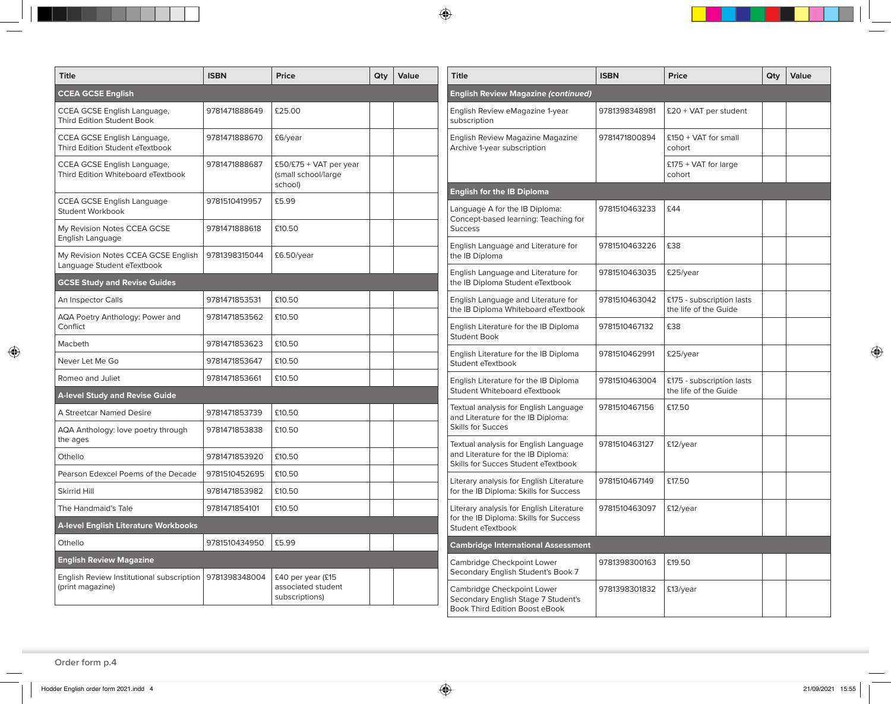| Title | ISBN | Price | Qty | Value |
|---|---|---|---|---|
| **CCEA GCSE English** | | | | |
| CCEA GCSE English Language, Third Edition Student Book | 9781471888649 | £25.00 | | |
| CCEA GCSE English Language, Third Edition Student eTextbook | 9781471888670 | £6/year | | |
| CCEA GCSE English Language, Third Edition Whiteboard eTextbook | 9781471888687 | £50/£75 + VAT per year (small school/large school) | | |
| CCEA GCSE English Language Student Workbook | 9781510419957 | £5.99 | | |
| My Revision Notes CCEA GCSE English Language | 9781471888618 | £10.50 | | |
| My Revision Notes CCEA GCSE English Language Student eTextbook | 9781398315044 | £6.50/year | | |
| **GCSE Study and Revise Guides** | | | | |
| An Inspector Calls | 9781471853531 | £10.50 | | |
| AQA Poetry Anthology: Power and Conflict | 9781471853562 | £10.50 | | |
| Macbeth | 9781471853623 | £10.50 | | |
| Never Let Me Go | 9781471853647 | £10.50 | | |
| Romeo and Juliet | 9781471853661 | £10.50 | | |
| **A-level Study and Revise Guide** | | | | |
| A Streetcar Named Desire | 9781471853739 | £10.50 | | |
| AQA Anthology: love poetry through the ages | 9781471853838 | £10.50 | | |
| Othello | 9781471853920 | £10.50 | | |
| Pearson Edexcel Poems of the Decade | 9781510452695 | £10.50 | | |
| Skirrid Hill | 9781471853982 | £10.50 | | |
| The Handmaid's Tale | 9781471854101 | £10.50 | | |
| **A-level English Literature Workbooks** | | | | |
| Othello | 9781510434950 | £5.99 | | |
| **English Review Magazine** | | | | |
| English Review Institutional subscription (print magazine) | 9781398348004 | £40 per year (£15 associated student subscriptions) | | |

| Title | ISBN | Price | Qty | Value |
|---|---|---|---|---|
| **English Review Magazine *(continued)*** | | | | |
| English Review eMagazine 1-year subscription | 9781398348981 | £20 + VAT per student | | |
| English Review Magazine Magazine Archive 1-year subscription | 9781471800894 | £150 + VAT for small cohort | | |
| | | £175 + VAT for large cohort | | |
| **English for the IB Diploma** | | | | |
| Language A for the IB Diploma: Concept-based learning: Teaching for Success | 9781510463233 | £44 | | |
| English Language and Literature for the IB Diploma | 9781510463226 | £38 | | |
| English Language and Literature for the IB Diploma Student eTextbook | 9781510463035 | £25/year | | |
| English Language and Literature for the IB Diploma Whiteboard eTextbook | 9781510463042 | £175 - subscription lasts the life of the Guide | | |
| English Literature for the IB Diploma Student Book | 9781510467132 | £38 | | |
| English Literature for the IB Diploma Student eTextbook | 9781510462991 | £25/year | | |
| English Literature for the IB Diploma Student Whiteboard eTextbook | 9781510463004 | £175 - subscription lasts the life of the Guide | | |
| Textual analysis for English Language and Literature for the IB Diploma: Skills for Succes | 9781510467156 | £17.50 | | |
| Textual analysis for English Language and Literature for the IB Diploma: Skills for Succes Student eTextbook | 9781510463127 | £12/year | | |
| Literary analysis for English Literature for the IB Diploma: Skills for Success | 9781510467149 | £17.50 | | |
| Literary analysis for English Literature for the IB Diploma: Skills for Success Student eTextbook | 9781510463097 | £12/year | | |
| **Cambridge International Assessment** | | | | |
| Cambridge Checkpoint Lower Secondary English Student's Book 7 | 9781398300163 | £19.50 | | |
| Cambridge Checkpoint Lower Secondary English Stage 7 Student's Book Third Edition Boost eBook | 9781398301832 | £13/year | | |

Order form p.4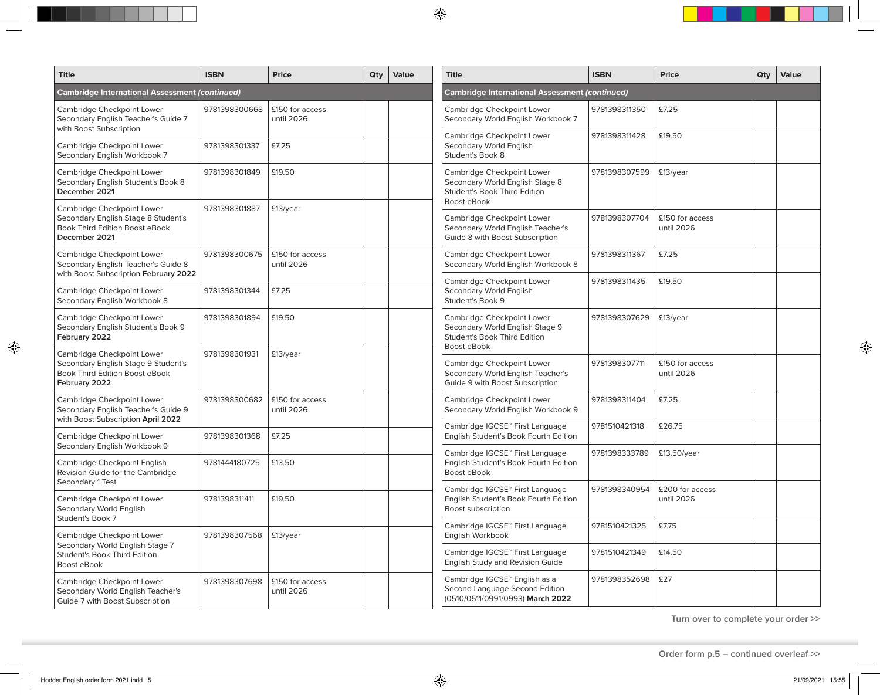| Title | ISBN | Price | Qty | Value |
|---|---|---|---|---|
| **Cambridge International Assessment *(continued)*** | | | | |
| Cambridge Checkpoint Lower Secondary English Teacher's Guide 7 with Boost Subscription | 9781398300668 | £150 for access until 2026 | | |
| Cambridge Checkpoint Lower Secondary English Workbook 7 | 9781398301337 | £7.25 | | |
| Cambridge Checkpoint Lower Secondary English Student's Book 8 **December 2021** | 9781398301849 | £19.50 | | |
| Cambridge Checkpoint Lower Secondary English Stage 8 Student's Book Third Edition Boost eBook **December 2021** | 9781398301887 | £13/year | | |
| Cambridge Checkpoint Lower Secondary English Teacher's Guide 8 with Boost Subscription **February 2022** | 9781398300675 | £150 for access until 2026 | | |
| Cambridge Checkpoint Lower Secondary English Workbook 8 | 9781398301344 | £7.25 | | |
| Cambridge Checkpoint Lower Secondary English Student's Book 9 **February 2022** | 9781398301894 | £19.50 | | |
| Cambridge Checkpoint Lower Secondary English Stage 9 Student's Book Third Edition Boost eBook **February 2022** | 9781398301931 | £13/year | | |
| Cambridge Checkpoint Lower Secondary English Teacher's Guide 9 with Boost Subscription **April 2022** | 9781398300682 | £150 for access until 2026 | | |
| Cambridge Checkpoint Lower Secondary English Workbook 9 | 9781398301368 | £7.25 | | |
| Cambridge Checkpoint English Revision Guide for the Cambridge Secondary 1 Test | 9781444180725 | £13.50 | | |
| Cambridge Checkpoint Lower Secondary World English Student's Book 7 | 9781398311411 | £19.50 | | |
| Cambridge Checkpoint Lower Secondary World English Stage 7 Student's Book Third Edition Boost eBook | 9781398307568 | £13/year | | |
| Cambridge Checkpoint Lower Secondary World English Teacher's Guide 7 with Boost Subscription | 9781398307698 | £150 for access until 2026 | | |
| Cambridge Checkpoint Lower Secondary World English Workbook 7 | 9781398311350 | £7.25 | | |
| Cambridge Checkpoint Lower Secondary World English Student's Book 8 | 9781398311428 | £19.50 | | |
| Cambridge Checkpoint Lower Secondary World English Stage 8 Student's Book Third Edition Boost eBook | 9781398307599 | £13/year | | |
| Cambridge Checkpoint Lower Secondary World English Teacher's Guide 8 with Boost Subscription | 9781398307704 | £150 for access until 2026 | | |
| Cambridge Checkpoint Lower Secondary World English Workbook 8 | 9781398311367 | £7.25 | | |
| Cambridge Checkpoint Lower Secondary World English Student's Book 9 | 9781398311435 | £19.50 | | |
| Cambridge Checkpoint Lower Secondary World English Stage 9 Student's Book Third Edition Boost eBook | 9781398307629 | £13/year | | |
| Cambridge Checkpoint Lower Secondary World English Teacher's Guide 9 with Boost Subscription | 9781398307711 | £150 for access until 2026 | | |
| Cambridge Checkpoint Lower Secondary World English Workbook 9 | 9781398311404 | £7.25 | | |
| Cambridge IGCSE™ First Language English Student's Book Fourth Edition | 9781510421318 | £26.75 | | |
| Cambridge IGCSE™ First Language English Student's Book Fourth Edition Boost eBook | 9781398333789 | £13.50/year | | |
| Cambridge IGCSE™ First Language English Student's Book Fourth Edition Boost subscription | 9781398340954 | £200 for access until 2026 | | |
| Cambridge IGCSE™ First Language English Workbook | 9781510421325 | £7.75 | | |
| Cambridge IGCSE™ First Language English Study and Revision Guide | 9781510421349 | £14.50 | | |
| Cambridge IGCSE™ English as a Second Language Second Edition (0510/0511/0991/0993) **March 2022** | 9781398352698 | £27 | | |

Turn over to complete your order >>

Order form p.5 – continued overleaf >>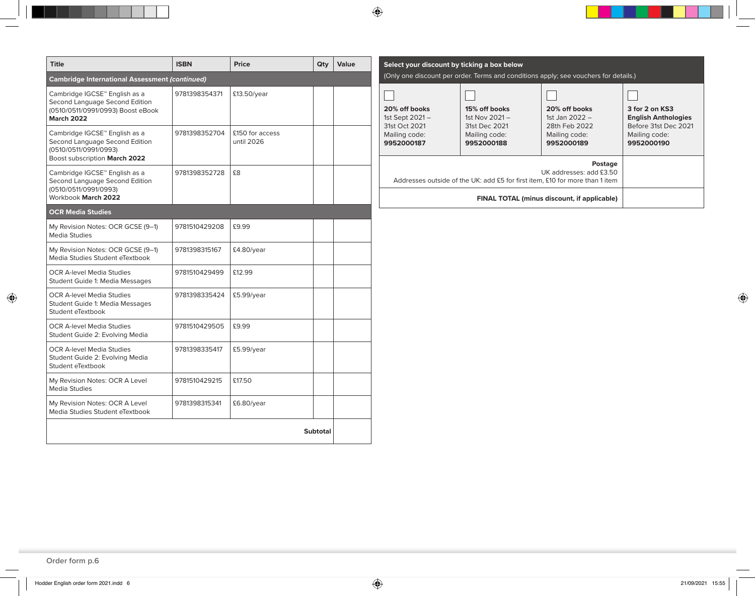| Title | ISBN | Price | Qty | Value |
|---|---|---|---|---|
| **Cambridge International Assessment *(continued)*** | | | | |
| Cambridge IGCSE™ English as a Second Language Second Edition (0510/0511/0991/0993) Boost eBook **March 2022** | 9781398354371 | £13.50/year | | |
| Cambridge IGCSE™ English as a Second Language Second Edition (0510/0511/0991/0993) Boost subscription **March 2022** | 9781398352704 | £150 for access until 2026 | | |
| Cambridge IGCSE™ English as a Second Language Second Edition (0510/0511/0991/0993) Workbook **March 2022** | 9781398352728 | £8 | | |
| **OCR Media Studies** | | | | |
| My Revision Notes: OCR GCSE (9–1) Media Studies | 9781510429208 | £9.99 | | |
| My Revision Notes: OCR GCSE (9–1) Media Studies Student eTextbook | 9781398315167 | £4.80/year | | |
| OCR A-level Media Studies Student Guide 1: Media Messages | 9781510429499 | £12.99 | | |
| OCR A-level Media Studies Student Guide 1: Media Messages Student eTextbook | 9781398335424 | £5.99/year | | |
| OCR A-level Media Studies Student Guide 2: Evolving Media | 9781510429505 | £9.99 | | |
| OCR A-level Media Studies Student Guide 2: Evolving Media Student eTextbook | 9781398335417 | £5.99/year | | |
| My Revision Notes: OCR A Level Media Studies | 9781510429215 | £17.50 | | |
| My Revision Notes: OCR A Level Media Studies Student eTextbook | 9781398315341 | £6.80/year | | |
| | | | **Subtotal** | |

**Select your discount by ticking a box below**

(Only one discount per order. Terms and conditions apply; see vouchers for details.)

| ☐ **20% off books** 1st Sept 2021 – 31st Oct 2021 Mailing code: **9952000187** | ☐ **15% off books** 1st Nov 2021 – 31st Dec 2021 Mailing code: **9952000188** | ☐ **20% off books** 1st Jan 2022 – 28th Feb 2022 Mailing code: **9952000189** | ☐ **3 for 2 on KS3 English Anthologies** Before 31st Dec 2021 Mailing code: **9952000190** |
|---|---|---|---|
| **Postage** UK addresses: add £3.50 Addresses outside of the UK: add £5 for first item, £10 for more than 1 item | | | |
| **FINAL TOTAL (minus discount, if applicable)** | | | |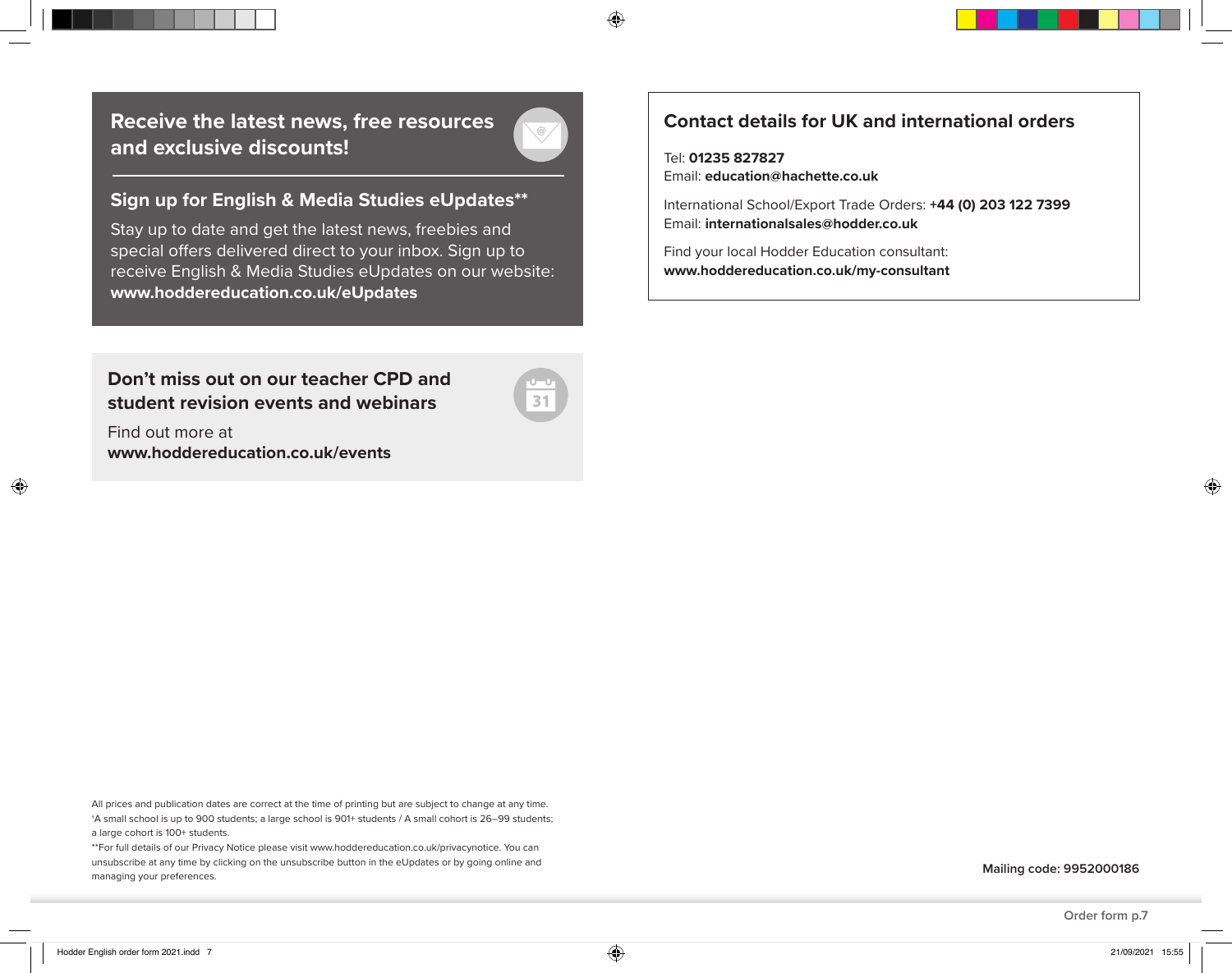## Receive the latest news, free resources and exclusive discounts!

### Sign up for English & Media Studies eUpdates**

Stay up to date and get the latest news, freebies and special offers delivered direct to your inbox. Sign up to receive English & Media Studies eUpdates on our website: **www.hoddereducation.co.uk/eUpdates**

### Don't miss out on our teacher CPD and student revision events and webinars

Find out more at
**www.hoddereducation.co.uk/events**

## Contact details for UK and international orders

Tel: **01235 827827**
Email: **education@hachette.co.uk**

International School/Export Trade Orders: **+44 (0) 203 122 7399**
Email: **internationalsales@hodder.co.uk**

Find your local Hodder Education consultant:
**www.hoddereducation.co.uk/my-consultant**

All prices and publication dates are correct at the time of printing but are subject to change at any time.
†A small school is up to 900 students; a large school is 901+ students / A small cohort is 26–99 students; a large cohort is 100+ students.
**For full details of our Privacy Notice please visit www.hoddereducation.co.uk/privacynotice. You can unsubscribe at any time by clicking on the unsubscribe button in the eUpdates or by going online and managing your preferences.

**Mailing code: 9952000186**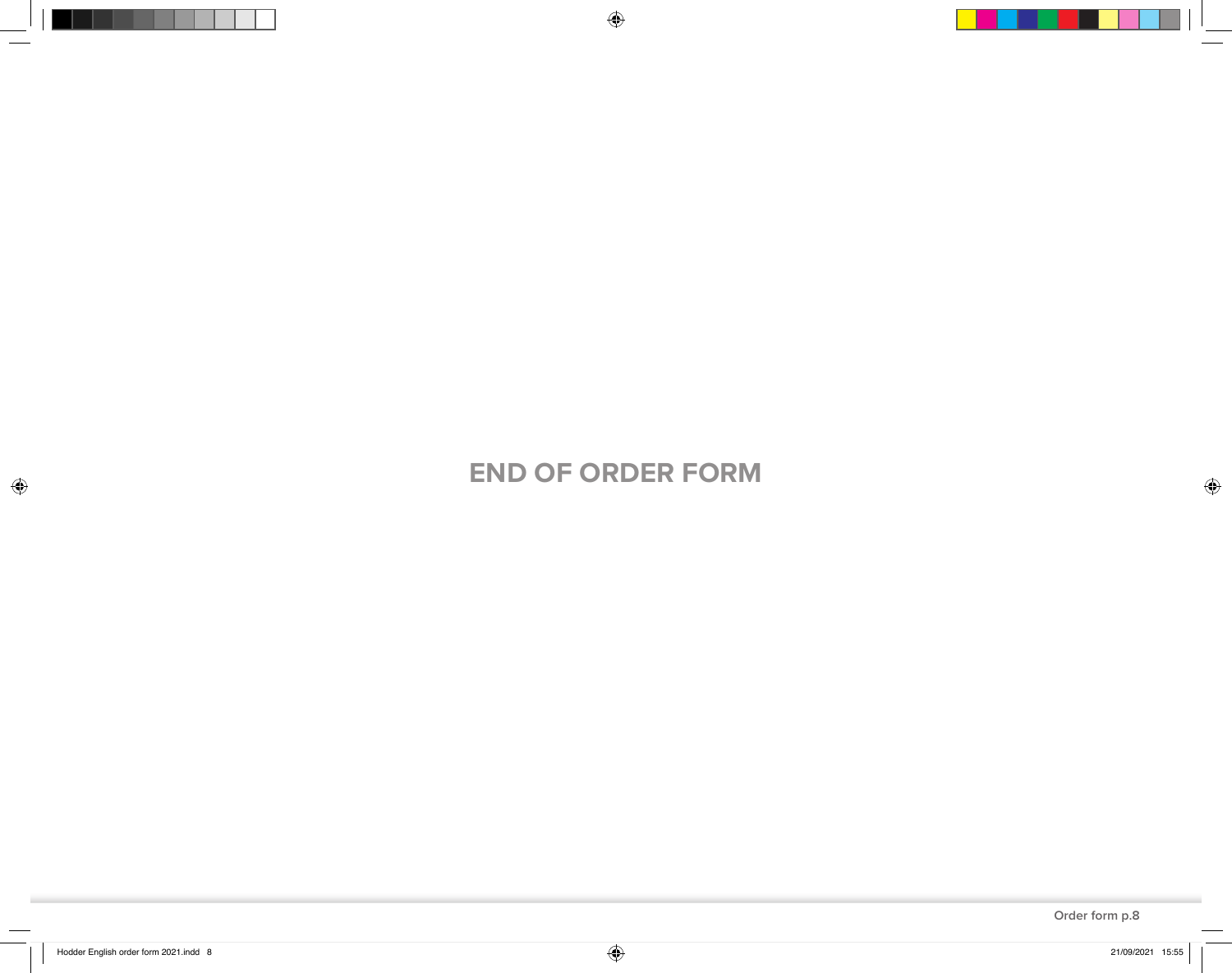# END OF ORDER FORM